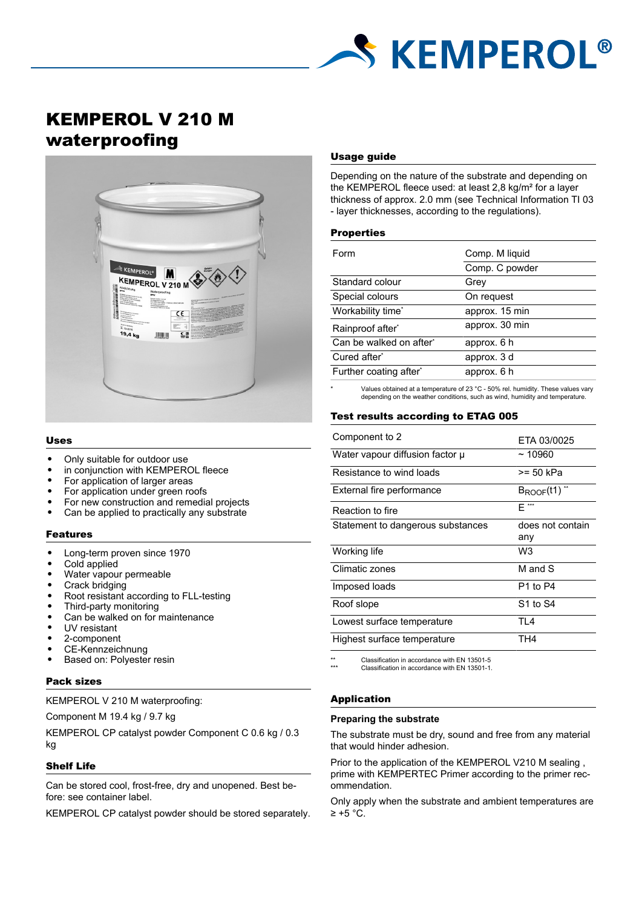# KEMPEROL V 210 M waterproofing

## Uses

- Only suitable for outdoor use
- in conjunction with KEMPEROL fleece
- For application of larger areas
- For application under green roofs
- For new construction and remedial projects
- Can be applied to practically any substrate

## Features

- Long-term proven since 1970
- Cold applied
- Water vapour permeable
- Crack bridging
- Root resistant according to FLL-testing
- Third-party monitoring
- Can be walked on for maintenance
- UV resistant
- 2-component
- CE-Kennzeichnung
- Based on: Polyester resin

## Pack sizes

KEMPEROL V 210 M waterproofing:

Component M 19.4 kg / 9.7 kg

KEMPEROL CP catalyst powder Component C 0.6 kg / 0.3 kg

## Shelf Life

Can be stored cool, frost-free, dry and unopened. Best before: see container label.

KEMPEROL CP catalyst powder should be stored separately.

## Usage guide

Depending on the nature of the substrate and depending on the KEMPEROL fleece used: at least 2,8 kg/m² for a layer thickness of approx. 2.0 mm (see Technical Information TI 03 - layer thicknesses, according to the regulations).

## Properties

| | |
|---|---|
| Form | Comp. M liquid |
| | Comp. C powder |
| Standard colour | Grey |
| Special colours | On request |
| Workability time* | approx. 15 min |
| Rainproof after* | approx. 30 min |
| Can be walked on after* | approx. 6 h |
| Cured after* | approx. 3 d |
| Further coating after* | approx. 6 h |

\* Values obtained at a temperature of 23 °C - 50% rel. humidity. These values vary depending on the weather conditions, such as wind, humidity and temperature.

## Test results according to ETAG 005

| | |
|---|---|
| Component to 2 | ETA 03/0025 |
| Water vapour diffusion factor µ | ~ 10960 |
| Resistance to wind loads | >= 50 kPa |
| External fire performance | $B_{ROOF}$(t1) ** |
| Reaction to fire | E *** |
| Statement to dangerous substances | does not contain any |
| Working life | W3 |
| Climatic zones | M and S |
| Imposed loads | P1 to P4 |
| Roof slope | S1 to S4 |
| Lowest surface temperature | TL4 |
| Highest surface temperature | TH4 |

** Classification in accordance with EN 13501-5
*** Classification in accordance with EN 13501-1.

## Application

### Preparing the substrate

The substrate must be dry, sound and free from any material that would hinder adhesion.

Prior to the application of the KEMPEROL V210 M sealing , prime with KEMPERTEC Primer according to the primer recommendation.

Only apply when the substrate and ambient temperatures are ≥ +5 °C.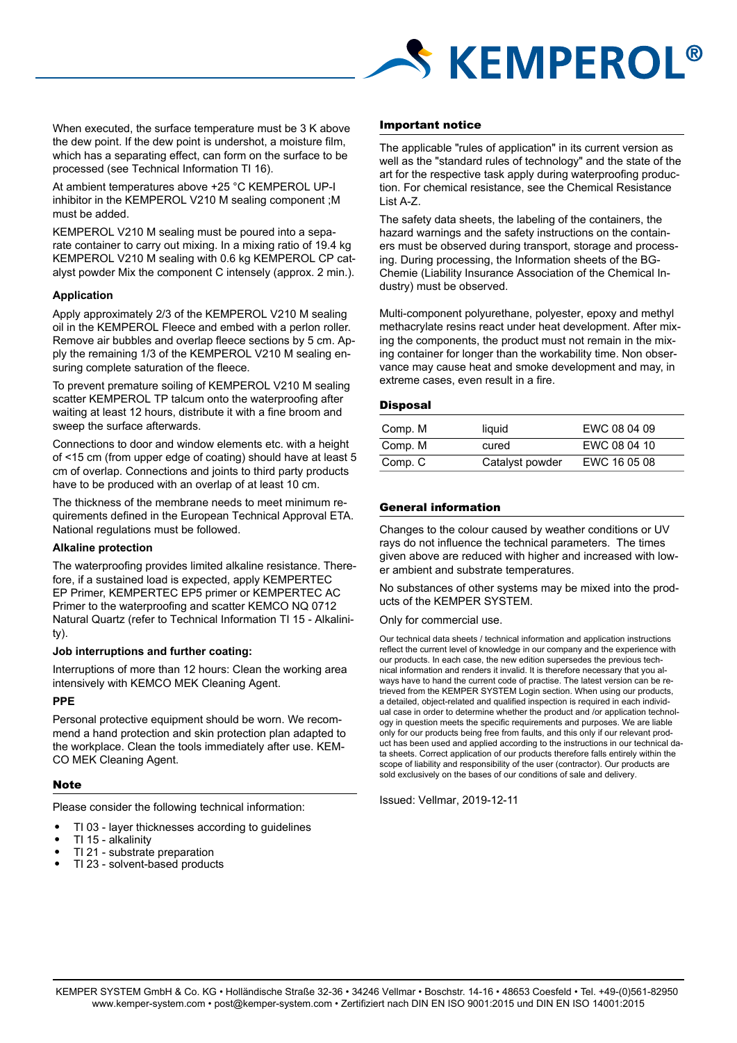When executed, the surface temperature must be 3 K above the dew point. If the dew point is undershot, a moisture film, which has a separating effect, can form on the surface to be processed (see Technical Information TI 16).

At ambient temperatures above +25 °C KEMPEROL UP-I inhibitor in the KEMPEROL V210 M sealing component ;M must be added.

KEMPEROL V210 M sealing must be poured into a separate container to carry out mixing. In a mixing ratio of 19.4 kg KEMPEROL V210 M sealing with 0.6 kg KEMPEROL CP catalyst powder Mix the component C intensely (approx. 2 min.).

**Application**

Apply approximately 2/3 of the KEMPEROL V210 M sealing oil in the KEMPEROL Fleece and embed with a perlon roller. Remove air bubbles and overlap fleece sections by 5 cm. Apply the remaining 1/3 of the KEMPEROL V210 M sealing ensuring complete saturation of the fleece.

To prevent premature soiling of KEMPEROL V210 M sealing scatter KEMPEROL TP talcum onto the waterproofing after waiting at least 12 hours, distribute it with a fine broom and sweep the surface afterwards.

Connections to door and window elements etc. with a height of <15 cm (from upper edge of coating) should have at least 5 cm of overlap. Connections and joints to third party products have to be produced with an overlap of at least 10 cm.

The thickness of the membrane needs to meet minimum requirements defined in the European Technical Approval ETA. National regulations must be followed.

**Alkaline protection**

The waterproofing provides limited alkaline resistance. Therefore, if a sustained load is expected, apply KEMPERTEC EP Primer, KEMPERTEC EP5 primer or KEMPERTEC AC Primer to the waterproofing and scatter KEMCO NQ 0712 Natural Quartz (refer to Technical Information TI 15 - Alkalinity).

**Job interruptions and further coating:**

Interruptions of more than 12 hours: Clean the working area intensively with KEMCO MEK Cleaning Agent.

**PPE**

Personal protective equipment should be worn. We recommend a hand protection and skin protection plan adapted to the workplace. Clean the tools immediately after use. KEMCO MEK Cleaning Agent.

## Note

Please consider the following technical information:

- TI 03 - layer thicknesses according to guidelines
- TI 15 - alkalinity
- TI 21 - substrate preparation
- TI 23 - solvent-based products

## Important notice

The applicable "rules of application" in its current version as well as the "standard rules of technology" and the state of the art for the respective task apply during waterproofing production. For chemical resistance, see the Chemical Resistance List A-Z.

The safety data sheets, the labeling of the containers, the hazard warnings and the safety instructions on the containers must be observed during transport, storage and processing. During processing, the Information sheets of the BG-Chemie (Liability Insurance Association of the Chemical Industry) must be observed.

Multi-component polyurethane, polyester, epoxy and methyl methacrylate resins react under heat development. After mixing the components, the product must not remain in the mixing container for longer than the workability time. Non observance may cause heat and smoke development and may, in extreme cases, even result in a fire.

## Disposal

| | | |
|---|---|---|
| Comp. M | liquid | EWC 08 04 09 |
| Comp. M | cured | EWC 08 04 10 |
| Comp. C | Catalyst powder | EWC 16 05 08 |

## General information

Changes to the colour caused by weather conditions or UV rays do not influence the technical parameters. The times given above are reduced with higher and increased with lower ambient and substrate temperatures.

No substances of other systems may be mixed into the products of the KEMPER SYSTEM.

Only for commercial use.

Our technical data sheets / technical information and application instructions reflect the current level of knowledge in our company and the experience with our products. In each case, the new edition supersedes the previous technical information and renders it invalid. It is therefore necessary that you always have to hand the current code of practise. The latest version can be retrieved from the KEMPER SYSTEM Login section. When using our products, a detailed, object-related and qualified inspection is required in each individual case in order to determine whether the product and /or application technology in question meets the specific requirements and purposes. We are liable only for our products being free from faults, and this only if our relevant product has been used and applied according to the instructions in our technical data sheets. Correct application of our products therefore falls entirely within the scope of liability and responsibility of the user (contractor). Our products are sold exclusively on the bases of our conditions of sale and delivery.

Issued: Vellmar, 2019-12-11